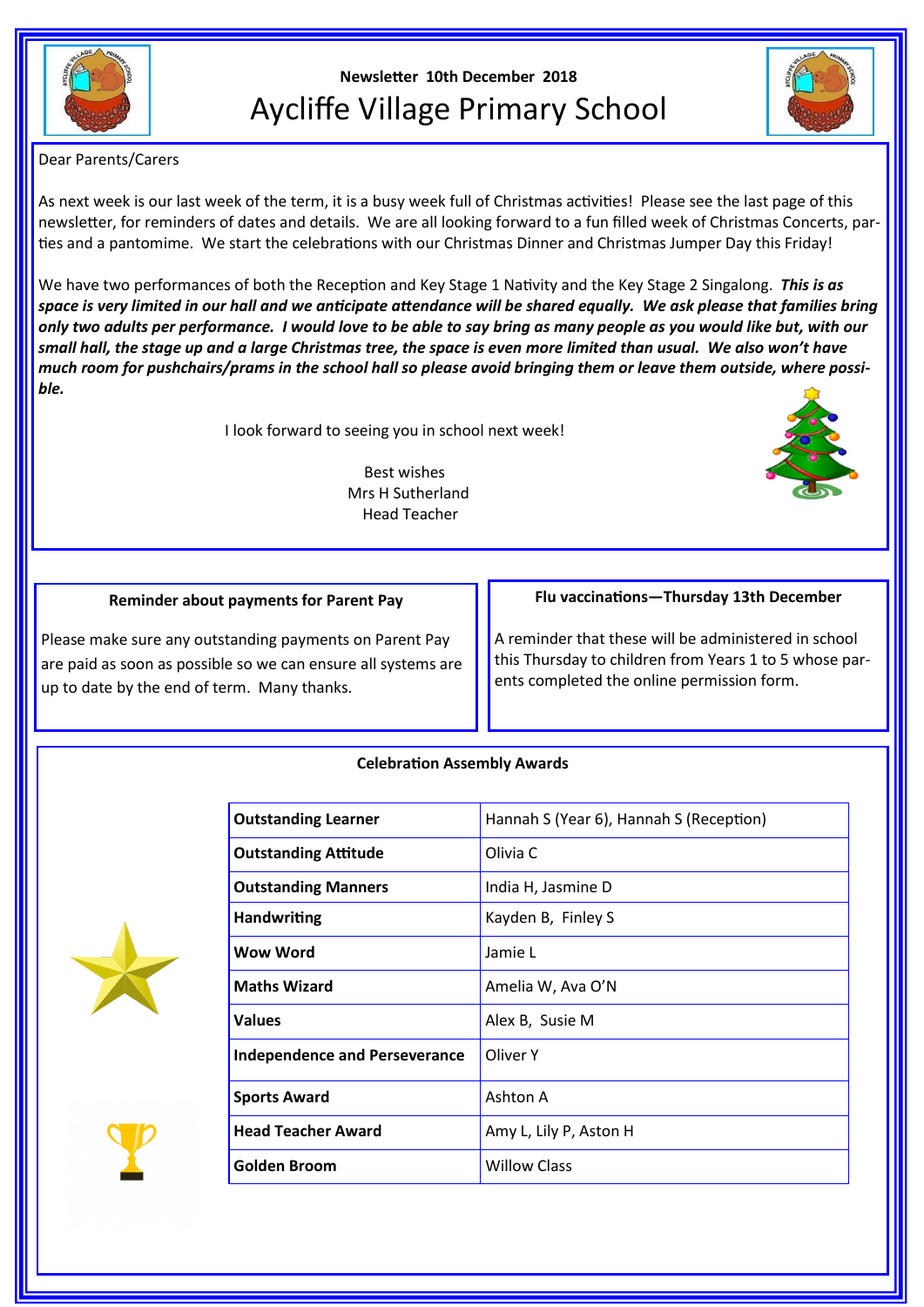Newsletter 10th December 2018

# Aycliffe Village Primary School

Dear Parents/Carers

As next week is our last week of the term, it is a busy week full of Christmas activities! Please see the last page of this newsletter, for reminders of dates and details. We are all looking forward to a fun filled week of Christmas Concerts, parties and a pantomime. We start the celebrations with our Christmas Dinner and Christmas Jumper Day this Friday!

We have two performances of both the Reception and Key Stage 1 Nativity and the Key Stage 2 Singalong. ***This is as space is very limited in our hall and we anticipate attendance will be shared equally. We ask please that families bring only two adults per performance. I would love to be able to say bring as many people as you would like but, with our small hall, the stage up and a large Christmas tree, the space is even more limited than usual. We also won't have much room for pushchairs/prams in the school hall so please avoid bringing them or leave them outside, where possible.***

I look forward to seeing you in school next week!

Best wishes
Mrs H Sutherland
Head Teacher

### Reminder about payments for Parent Pay

Please make sure any outstanding payments on Parent Pay are paid as soon as possible so we can ensure all systems are up to date by the end of term. Many thanks.

### Flu vaccinations—Thursday 13th December

A reminder that these will be administered in school this Thursday to children from Years 1 to 5 whose parents completed the online permission form.

### Celebration Assembly Awards

| | |
|---|---|
| **Outstanding Learner** | Hannah S (Year 6), Hannah S (Reception) |
| **Outstanding Attitude** | Olivia C |
| **Outstanding Manners** | India H, Jasmine D |
| **Handwriting** | Kayden B, Finley S |
| **Wow Word** | Jamie L |
| **Maths Wizard** | Amelia W, Ava O'N |
| **Values** | Alex B, Susie M |
| **Independence and Perseverance** | Oliver Y |
| **Sports Award** | Ashton A |
| **Head Teacher Award** | Amy L, Lily P, Aston H |
| **Golden Broom** | Willow Class |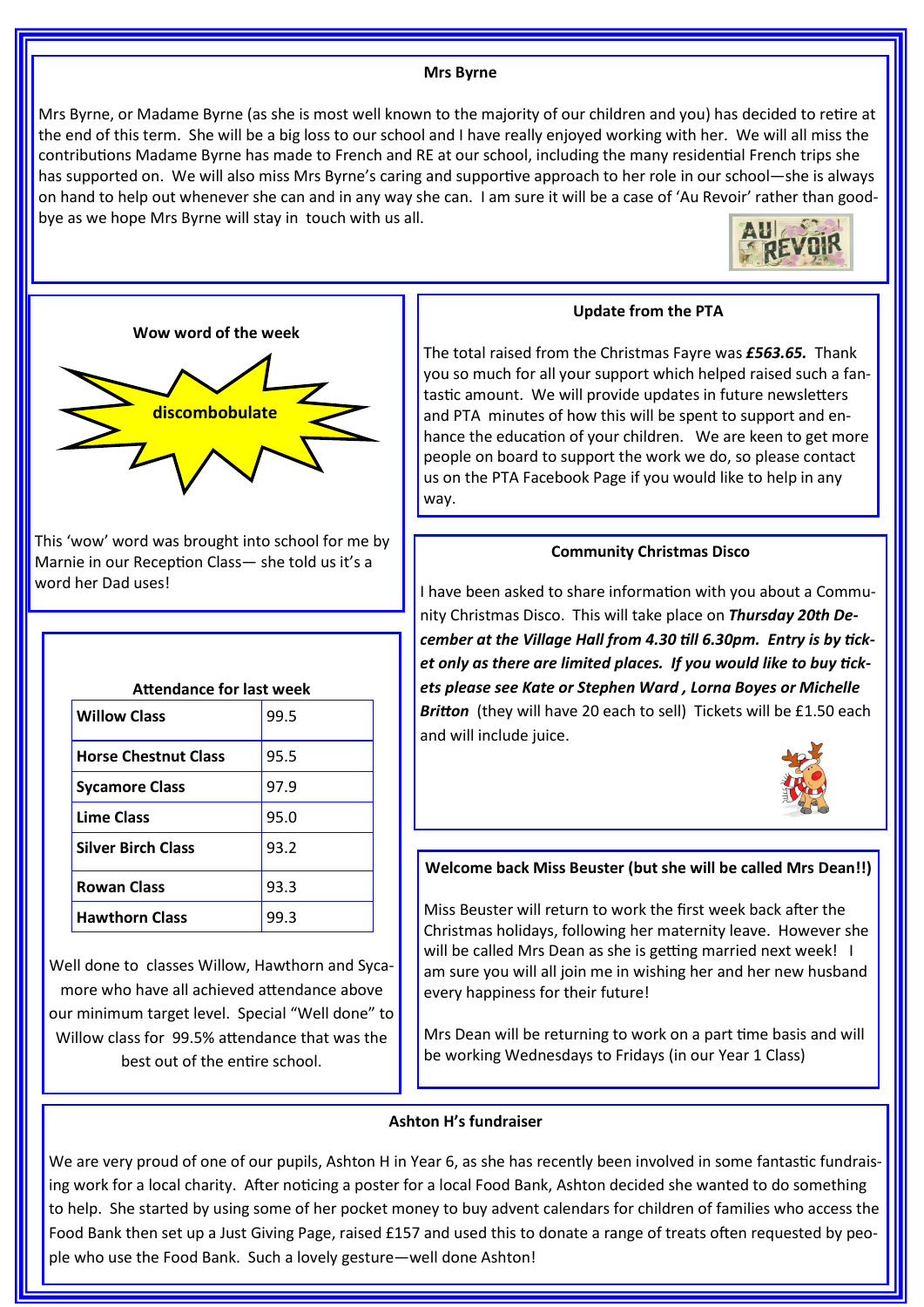## Mrs Byrne

Mrs Byrne, or Madame Byrne (as she is most well known to the majority of our children and you) has decided to retire at the end of this term. She will be a big loss to our school and I have really enjoyed working with her. We will all miss the contributions Madame Byrne has made to French and RE at our school, including the many residential French trips she has supported on. We will also miss Mrs Byrne's caring and supportive approach to her role in our school—she is always on hand to help out whenever she can and in any way she can. I am sure it will be a case of 'Au Revoir' rather than goodbye as we hope Mrs Byrne will stay in touch with us all.

## Wow word of the week

**discombobulate**

This 'wow' word was brought into school for me by Marnie in our Reception Class— she told us it's a word her Dad uses!

## Attendance for last week

| | |
|---|---|
| **Willow Class** | 99.5 |
| **Horse Chestnut Class** | 95.5 |
| **Sycamore Class** | 97.9 |
| **Lime Class** | 95.0 |
| **Silver Birch Class** | 93.2 |
| **Rowan Class** | 93.3 |
| **Hawthorn Class** | 99.3 |

Well done to classes Willow, Hawthorn and Sycamore who have all achieved attendance above our minimum target level. Special "Well done" to Willow class for 99.5% attendance that was the best out of the entire school.

## Update from the PTA

The total raised from the Christmas Fayre was ***£563.65.*** Thank you so much for all your support which helped raised such a fantastic amount. We will provide updates in future newsletters and PTA minutes of how this will be spent to support and enhance the education of your children. We are keen to get more people on board to support the work we do, so please contact us on the PTA Facebook Page if you would like to help in any way.

## Community Christmas Disco

I have been asked to share information with you about a Community Christmas Disco. This will take place on ***Thursday 20th December at the Village Hall from 4.30 till 6.30pm. Entry is by ticket only as there are limited places. If you would like to buy tickets please see Kate or Stephen Ward , Lorna Boyes or Michelle Britton*** (they will have 20 each to sell) Tickets will be £1.50 each and will include juice.

## Welcome back Miss Beuster (but she will be called Mrs Dean!!)

Miss Beuster will return to work the first week back after the Christmas holidays, following her maternity leave. However she will be called Mrs Dean as she is getting married next week! I am sure you will all join me in wishing her and her new husband every happiness for their future!

Mrs Dean will be returning to work on a part time basis and will be working Wednesdays to Fridays (in our Year 1 Class)

## Ashton H's fundraiser

We are very proud of one of our pupils, Ashton H in Year 6, as she has recently been involved in some fantastic fundraising work for a local charity. After noticing a poster for a local Food Bank, Ashton decided she wanted to do something to help. She started by using some of her pocket money to buy advent calendars for children of families who access the Food Bank then set up a Just Giving Page, raised £157 and used this to donate a range of treats often requested by people who use the Food Bank. Such a lovely gesture—well done Ashton!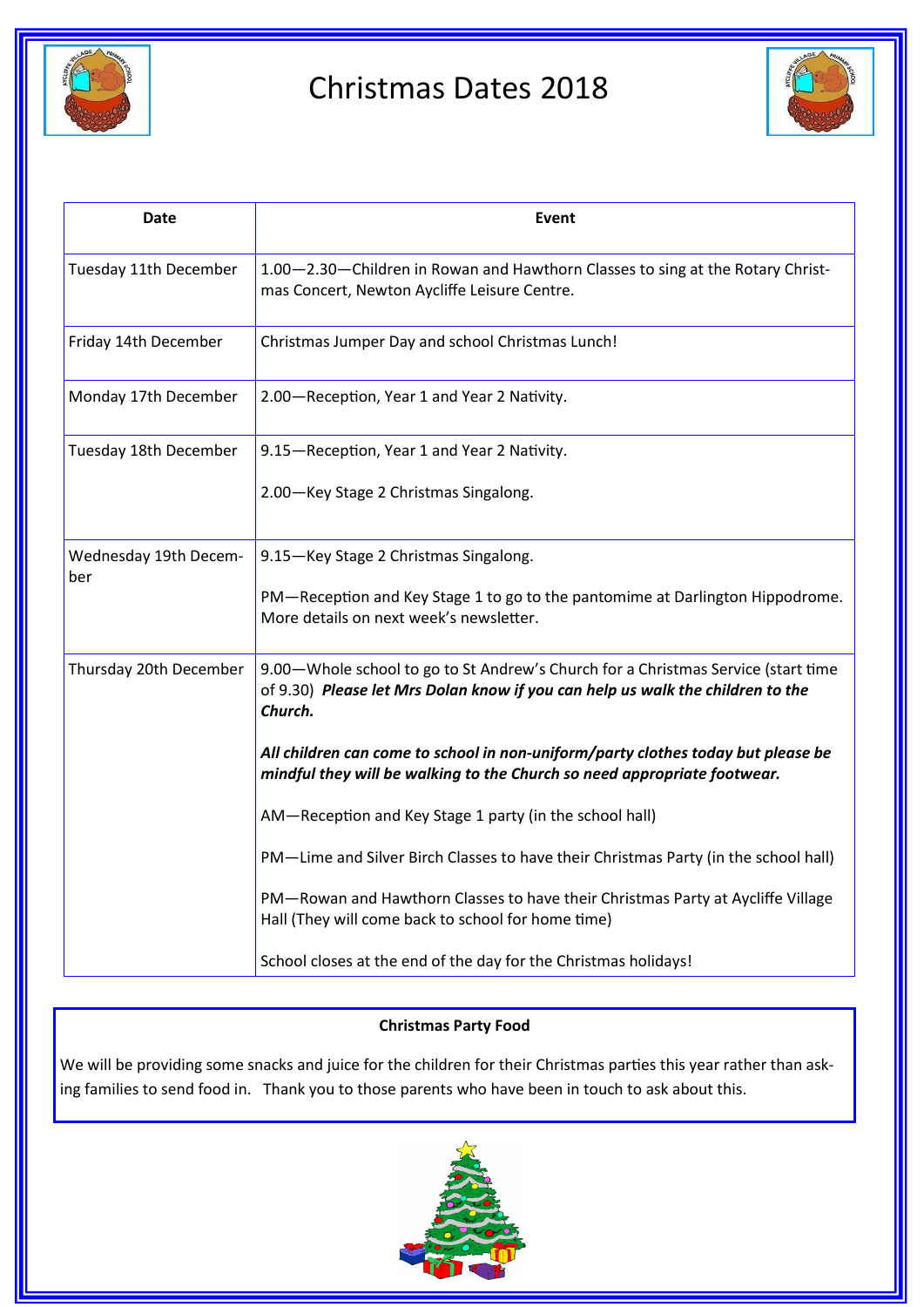# Christmas Dates 2018

| Date | Event |
|---|---|
| Tuesday 11th December | 1.00—2.30—Children in Rowan and Hawthorn Classes to sing at the Rotary Christmas Concert, Newton Aycliffe Leisure Centre. |
| Friday 14th December | Christmas Jumper Day and school Christmas Lunch! |
| Monday 17th December | 2.00—Reception, Year 1 and Year 2 Nativity. |
| Tuesday 18th December | 9.15—Reception, Year 1 and Year 2 Nativity.<br><br>2.00—Key Stage 2 Christmas Singalong. |
| Wednesday 19th December | 9.15—Key Stage 2 Christmas Singalong.<br><br>PM—Reception and Key Stage 1 to go to the pantomime at Darlington Hippodrome. More details on next week's newsletter. |
| Thursday 20th December | 9.00—Whole school to go to St Andrew's Church for a Christmas Service (start time of 9.30) ***Please let Mrs Dolan know if you can help us walk the children to the Church.***<br><br>***All children can come to school in non-uniform/party clothes today but please be mindful they will be walking to the Church so need appropriate footwear.***<br><br>AM—Reception and Key Stage 1 party (in the school hall)<br><br>PM—Lime and Silver Birch Classes to have their Christmas Party (in the school hall)<br><br>PM—Rowan and Hawthorn Classes to have their Christmas Party at Aycliffe Village Hall (They will come back to school for home time)<br><br>School closes at the end of the day for the Christmas holidays! |

**Christmas Party Food**

We will be providing some snacks and juice for the children for their Christmas parties this year rather than asking families to send food in. Thank you to those parents who have been in touch to ask about this.